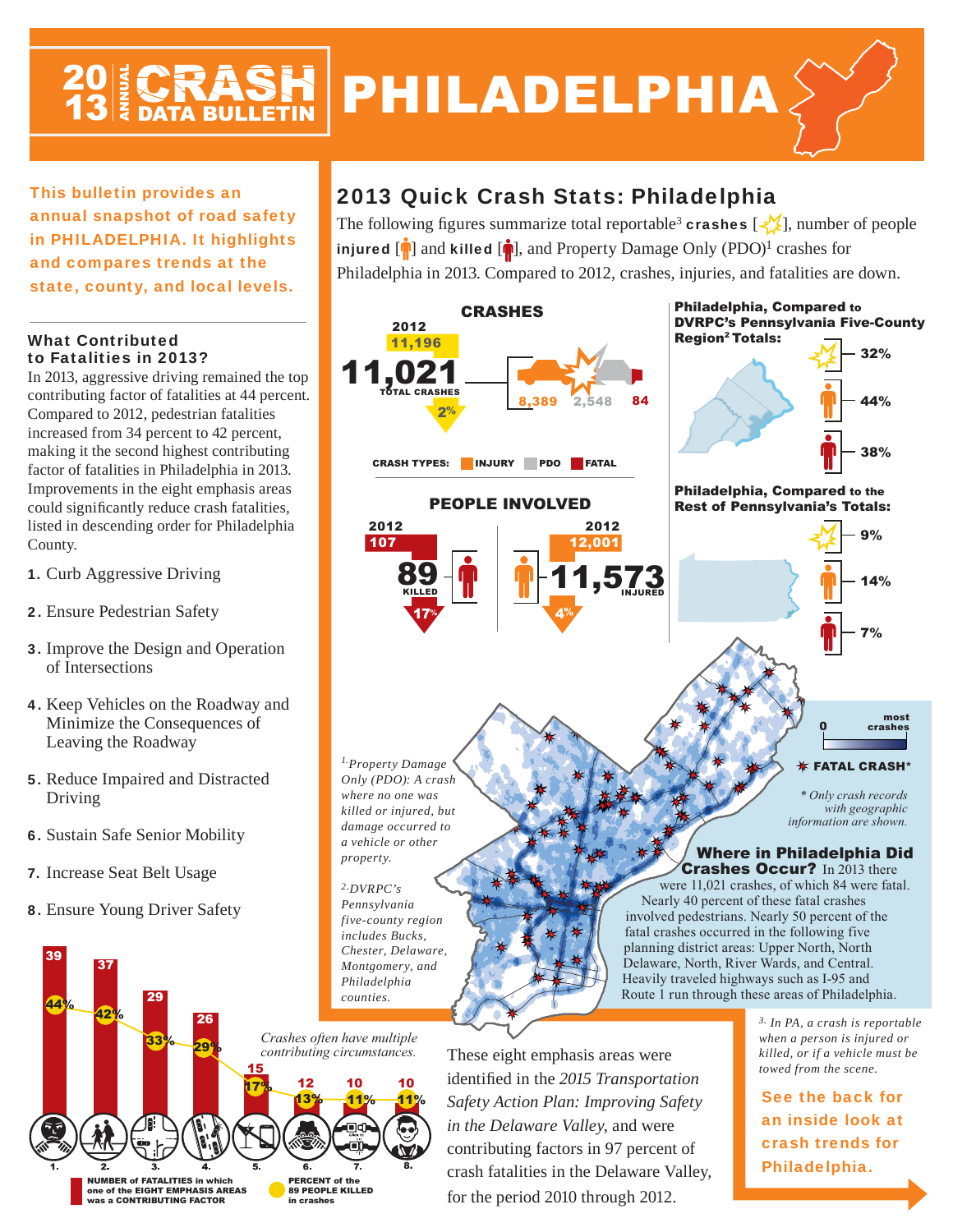# 2013 ANNUAL CRASH DATA BULLETIN PHILADELPHIA

**This bulletin provides an annual snapshot of road safety in PHILADELPHIA. It highlights and compares trends at the state, county, and local levels.**

### What Contributed to Fatalities in 2013?

In 2013, aggressive driving remained the top contributing factor of fatalities at 44 percent. Compared to 2012, pedestrian fatalities increased from 34 percent to 42 percent, making it the second highest contributing factor of fatalities in Philadelphia in 2013. Improvements in the eight emphasis areas could significantly reduce crash fatalities, listed in descending order for Philadelphia County.

1. Curb Aggressive Driving
2. Ensure Pedestrian Safety
3. Improve the Design and Operation of Intersections
4. Keep Vehicles on the Roadway and Minimize the Consequences of Leaving the Roadway
5. Reduce Impaired and Distracted Driving
6. Sustain Safe Senior Mobility
7. Increase Seat Belt Usage
8. Ensure Young Driver Safety

| Emphasis Area | Number of Fatalities | Percent of the 89 People Killed |
|---|---|---|
| 1. | 39 | 44% |
| 2. | 37 | 42% |
| 3. | 29 | 33% |
| 4. | 26 | 29% |
| 5. | 15 | 17% |
| 6. | 12 | 13% |
| 7. | 10 | 11% |
| 8. | 10 | 11% |

NUMBER OF FATALITIES in which one of the EIGHT EMPHASIS AREAS was a CONTRIBUTING FACTOR

PERCENT of the 89 PEOPLE KILLED in crashes

*Crashes often have multiple contributing circumstances.*

## 2013 Quick Crash Stats: Philadelphia

The following figures summarize total reportable[3] **crashes**, number of people **injured** and **killed**, and Property Damage Only (PDO)[1] crashes for Philadelphia in 2013. Compared to 2012, crashes, injuries, and fatalities are down.

### CRASHES

2012: 11,196

**11,021** TOTAL CRASHES (2% decrease)

CRASH TYPES: INJURY 8,389 | PDO 2,548 | FATAL 84

### PEOPLE INVOLVED

2012: 107 — **89** KILLED (17% decrease)

2012: 12,001 — **11,573** INJURED (4% decrease)

### Philadelphia, Compared to DVPRC's Pennsylvania Five-County Region[2] Totals:

- Crashes: 32%
- Injured: 44%
- Killed: 38%

### Philadelphia, Compared to the Rest of Pennsylvania's Totals:

- Crashes: 9%
- Injured: 14%
- Killed: 7%

0 — most crashes

FATAL CRASH*

*\* Only crash records with geographic information are shown.*

*1. Property Damage Only (PDO): A crash where no one was killed or injured, but damage occurred to a vehicle or other property.*

*2. DVRPC's Pennsylvania five-county region includes Bucks, Chester, Delaware, Montgomery, and Philadelphia counties.*

### Where in Philadelphia Did Crashes Occur?

In 2013 there were 11,021 crashes, of which 84 were fatal. Nearly 40 percent of these fatal crashes involved pedestrians. Nearly 50 percent of the fatal crashes occurred in the following five planning district areas: Upper North, North Delaware, North, River Wards, and Central. Heavily traveled highways such as I-95 and Route 1 run through these areas of Philadelphia.

These eight emphasis areas were identified in the *2015 Transportation Safety Action Plan: Improving Safety in the Delaware Valley,* and were contributing factors in 97 percent of crash fatalities in the Delaware Valley, for the period 2010 through 2012.

*3. In PA, a crash is reportable when a person is injured or killed, or if a vehicle must be towed from the scene.*

**See the back for an inside look at crash trends for Philadelphia.**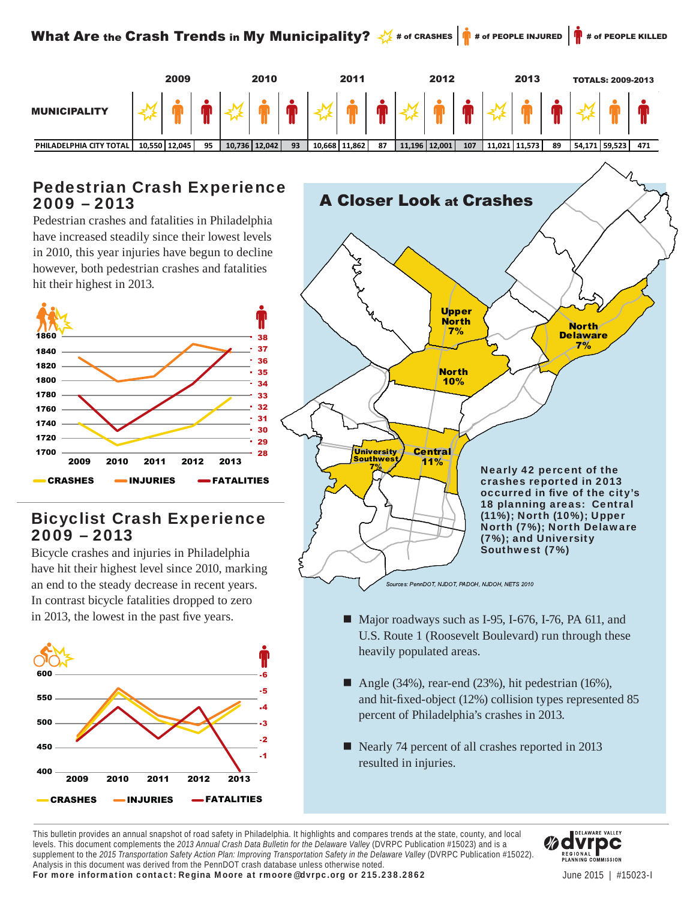# What Are the Crash Trends in My Municipality?

# of CRASHES | # of PEOPLE INJURED | # of PEOPLE KILLED

| MUNICIPALITY | 2009 | | | 2010 | | | 2011 | | | 2012 | | | 2013 | | | TOTALS: 2009-2013 | | |
|---|---|---|---|---|---|---|---|---|---|---|---|---|---|---|---|---|---|---|
| | Crashes | Injured | Killed | Crashes | Injured | Killed | Crashes | Injured | Killed | Crashes | Injured | Killed | Crashes | Injured | Killed | Crashes | Injured | Killed |
| PHILADELPHIA CITY TOTAL | 10,550 | 12,045 | 95 | 10,736 | 12,042 | 93 | 10,668 | 11,862 | 87 | 11,196 | 12,001 | 107 | 11,021 | 11,573 | 89 | 54,171 | 59,523 | 471 |

## Pedestrian Crash Experience 2009 – 2013

Pedestrian crashes and fatalities in Philadelphia have increased steadily since their lowest levels in 2010, this year injuries have begun to decline however, both pedestrian crashes and fatalities hit their highest in 2013.

1860
1840
1820
1800
1780
1760
1740
1720
1700

38
37
36
35
34
33
32
31
30
29
28

2009 2010 2011 2012 2013

CRASHES INJURIES FATALITIES

## Bicyclist Crash Experience 2009 – 2013

Bicycle crashes and injuries in Philadelphia have hit their highest level since 2010, marking an end to the steady decrease in recent years. In contrast bicycle fatalities dropped to zero in 2013, the lowest in the past five years.

600
550
500
450
400

6
5
4
3
2
1

2009 2010 2011 2012 2013

CRASHES INJURIES FATALITIES

## A Closer Look at Crashes

Upper North 7%
North 10%
North Delaware 7%
University Southwest 7%
Central 11%

**Nearly 42 percent of the crashes reported in 2013 occurred in five of the city's 18 planning areas: Central (11%); North (10%); Upper North (7%); North Delaware (7%); and University Southwest (7%)**

*Sources: PennDOT, NJDOT, PADOH, NJDOH, NETS 2010*

- Major roadways such as I-95, I-676, I-76, PA 611, and U.S. Route 1 (Roosevelt Boulevard) run through these heavily populated areas.
- Angle (34%), rear-end (23%), hit pedestrian (16%), and hit-fixed-object (12%) collision types represented 85 percent of Philadelphia's crashes in 2013.
- Nearly 74 percent of all crashes reported in 2013 resulted in injuries.

This bulletin provides an annual snapshot of road safety in Philadelphia. It highlights and compares trends at the state, county, and local levels. This document complements the *2013 Annual Crash Data Bulletin for the Delaware Valley* (DVRPC Publication #15023) and is a supplement to the *2015 Transportation Safety Action Plan: Improving Transportation Safety in the Delaware Valley* (DVRPC Publication #15022). Analysis in this document was derived from the PennDOT crash database unless otherwise noted.

**For more information contact: Regina Moore at rmoore@dvrpc.org or 215.238.2862**

DELAWARE VALLEY REGIONAL PLANNING COMMISSION dvrpc

June 2015 | #15023-I